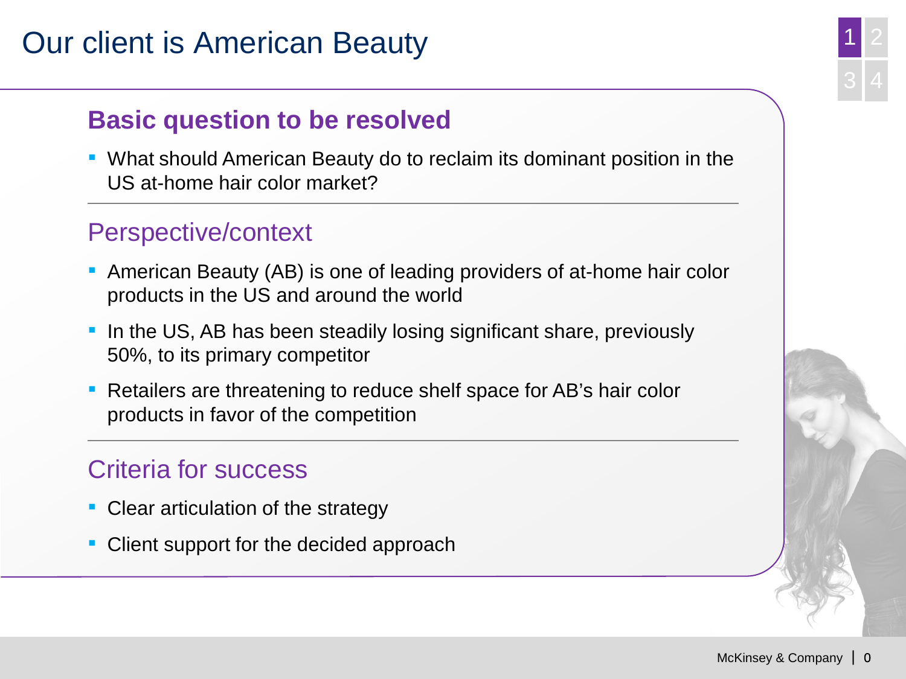# Our client is American Beauty

## Basic question to be resolved

- What should American Beauty do to reclaim its dominant position in the US at-home hair color market?

## Perspective/context

- American Beauty (AB) is one of leading providers of at-home hair color products in the US and around the world
- In the US, AB has been steadily losing significant share, previously 50%, to its primary competitor
- Retailers are threatening to reduce shelf space for AB's hair color products in favor of the competition

## Criteria for success

- Clear articulation of the strategy
- Client support for the decided approach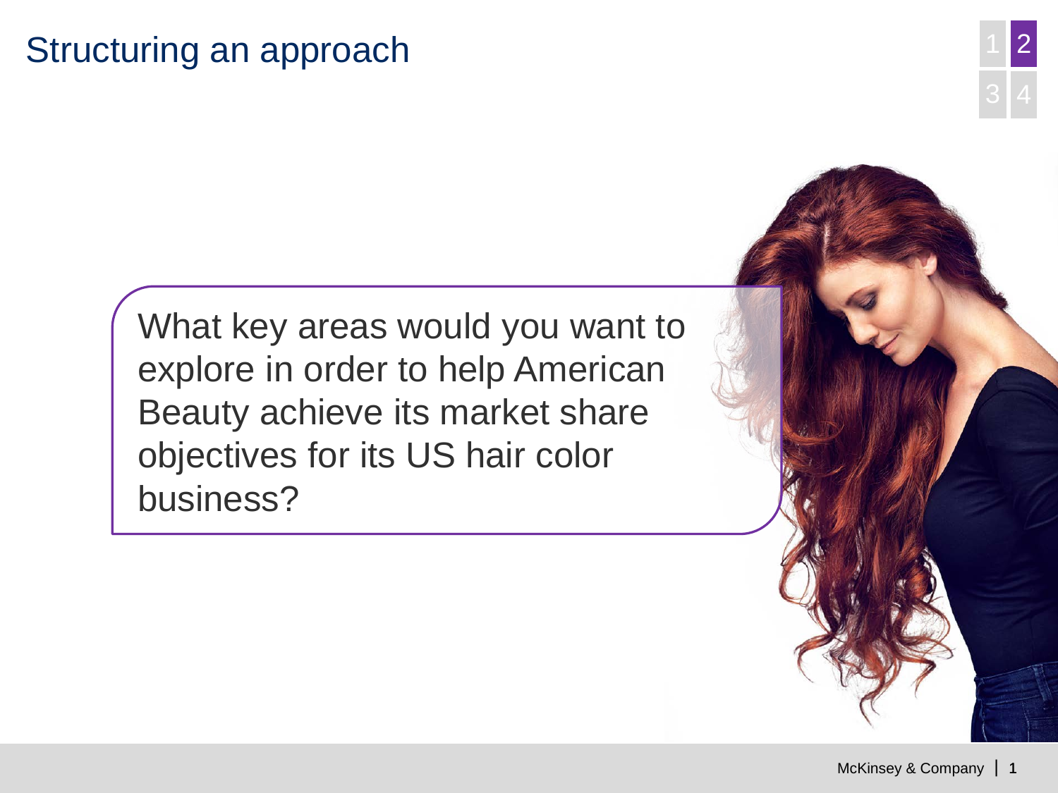# Structuring an approach

What key areas would you want to explore in order to help American Beauty achieve its market share objectives for its US hair color business?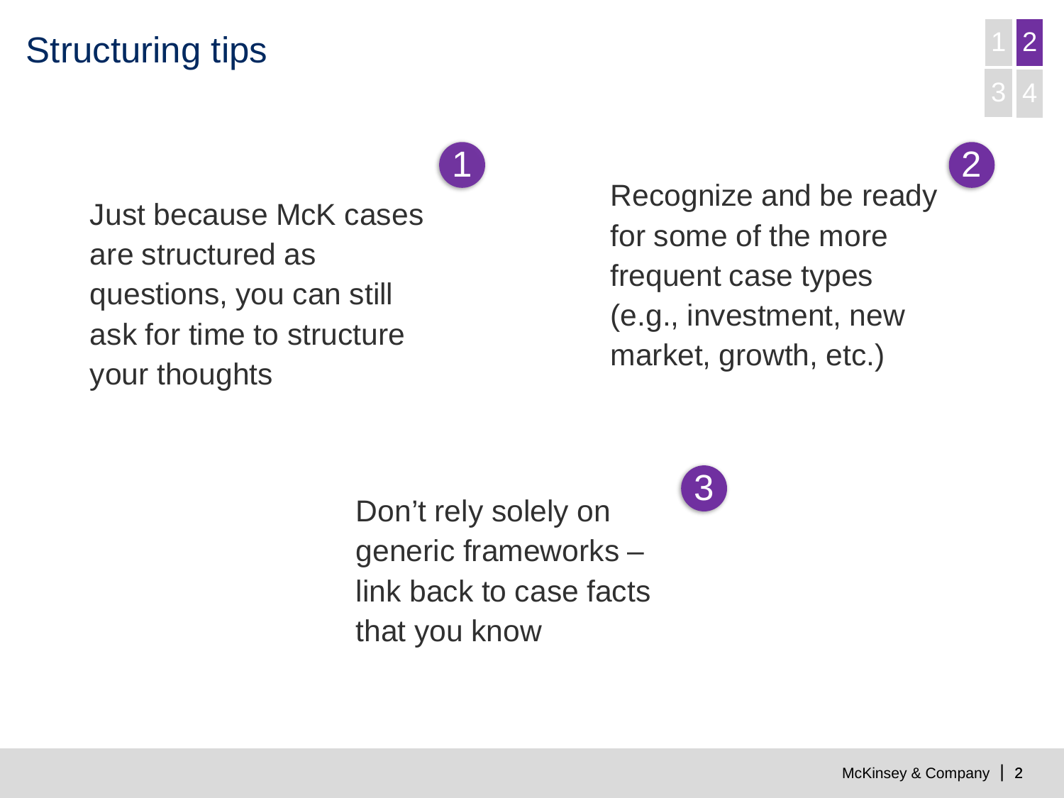# Structuring tips

1. Just because McK cases are structured as questions, you can still ask for time to structure your thoughts

2. Recognize and be ready for some of the more frequent case types (e.g., investment, new market, growth, etc.)

3. Don't rely solely on generic frameworks – link back to case facts that you know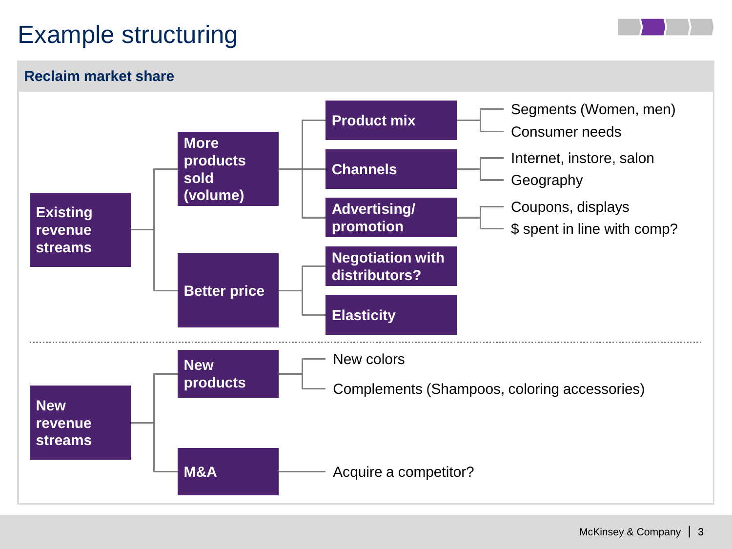# Example structuring

## Reclaim market share

- **Existing revenue streams**
  - **More products sold (volume)**
    - **Product mix**
      - Segments (Women, men)
      - Consumer needs
    - **Channels**
      - Internet, instore, salon
      - Geography
    - **Advertising/ promotion**
      - Coupons, displays
      - $ spent in line with comp?
  - **Better price**
    - **Negotiation with distributors?**
    - **Elasticity**

---

- **New revenue streams**
  - **New products**
    - New colors
    - Complements (Shampoos, coloring accessories)
  - **M&A**
    - Acquire a competitor?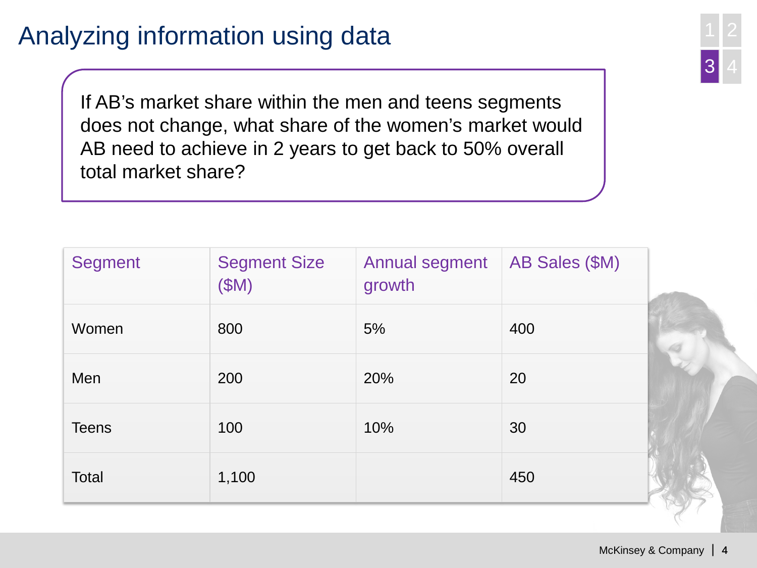# Analyzing information using data

If AB's market share within the men and teens segments does not change, what share of the women's market would AB need to achieve in 2 years to get back to 50% overall total market share?

| Segment | Segment Size ($M) | Annual segment growth | AB Sales ($M) |
| --- | --- | --- | --- |
| Women | 800 | 5% | 400 |
| Men | 200 | 20% | 20 |
| Teens | 100 | 10% | 30 |
| Total | 1,100 | | 450 |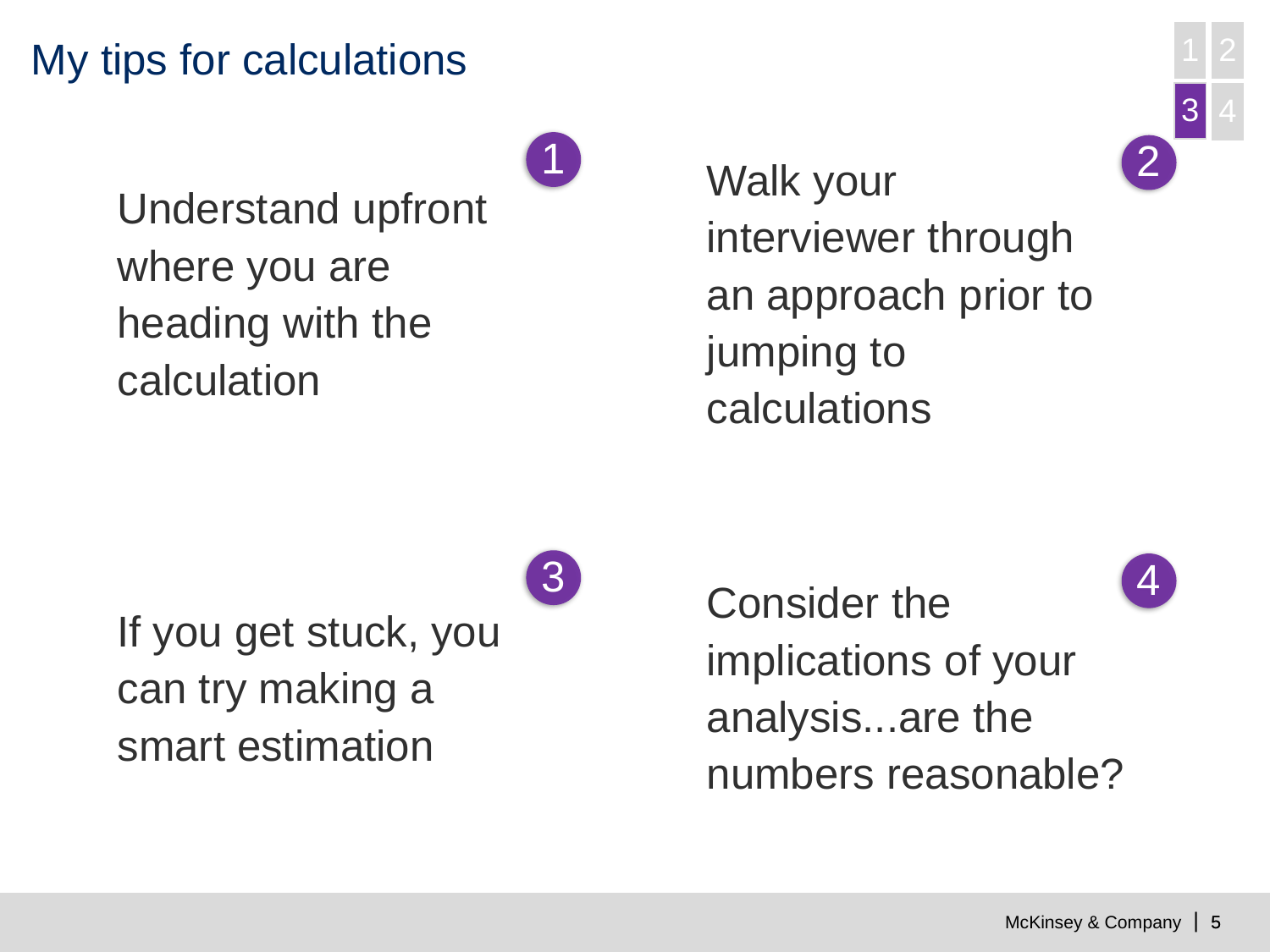# My tips for calculations

1. Understand upfront where you are heading with the calculation

2. Walk your interviewer through an approach prior to jumping to calculations

3. If you get stuck, you can try making a smart estimation

4. Consider the implications of your analysis...are the numbers reasonable?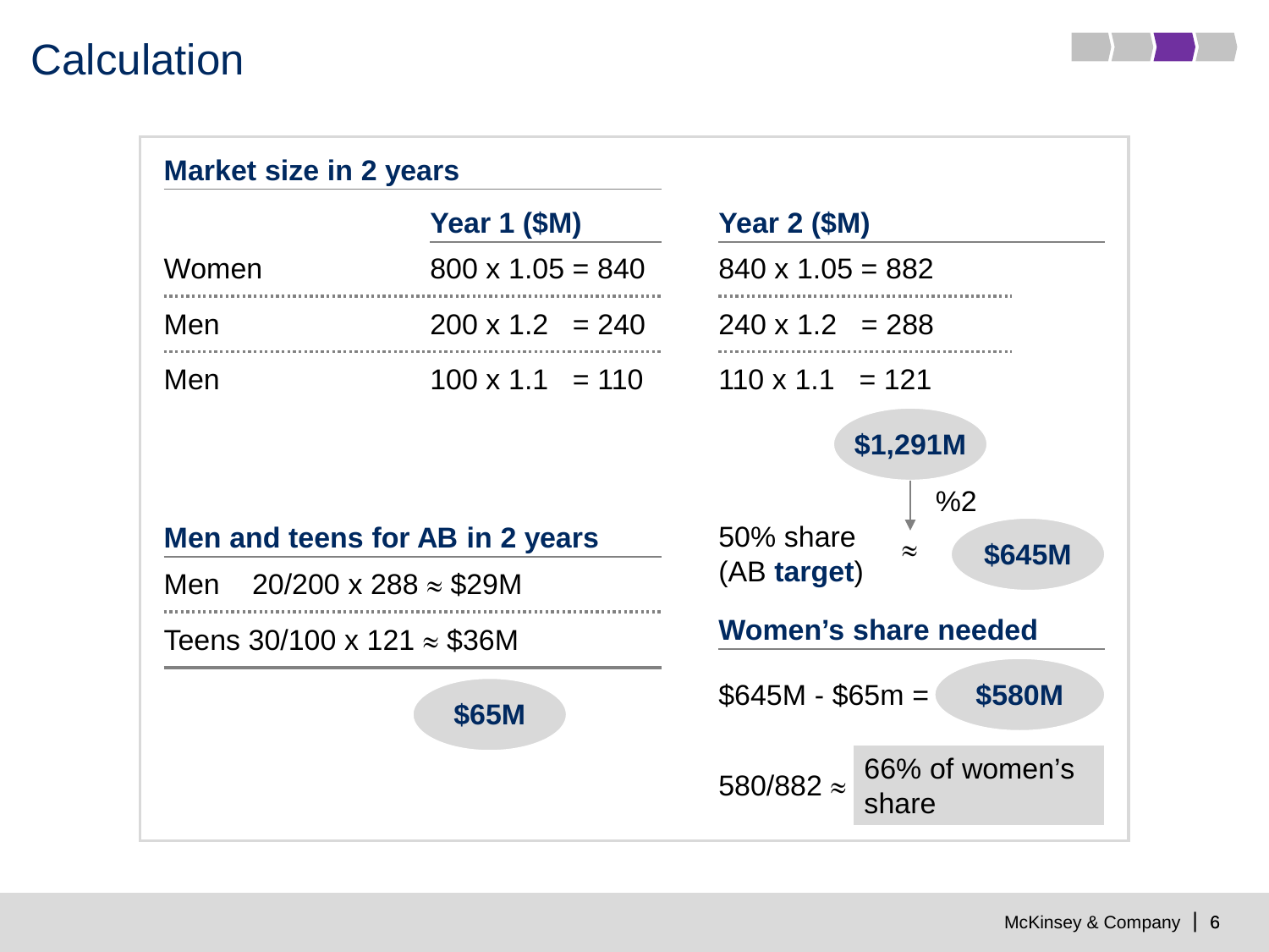# Calculation

## Market size in 2 years

| | Year 1 ($M) | Year 2 ($M) |
|---|---|---|
| Women | 800 x 1.05 = 840 | 840 x 1.05 = 882 |
| Men | 200 x 1.2 = 240 | 240 x 1.2 = 288 |
| Men | 100 x 1.1 = 110 | 110 x 1.1 = 121 |

**$1,291M**

%2

50% share (AB **target**) ≈ **$645M**

## Men and teens for AB in 2 years

Men 20/200 x 288 ≈ $29M

Teens 30/100 x 121 ≈ $36M

**$65M**

## Women's share needed

$645M - $65m = **$580M**

580/882 ≈ 66% of women's share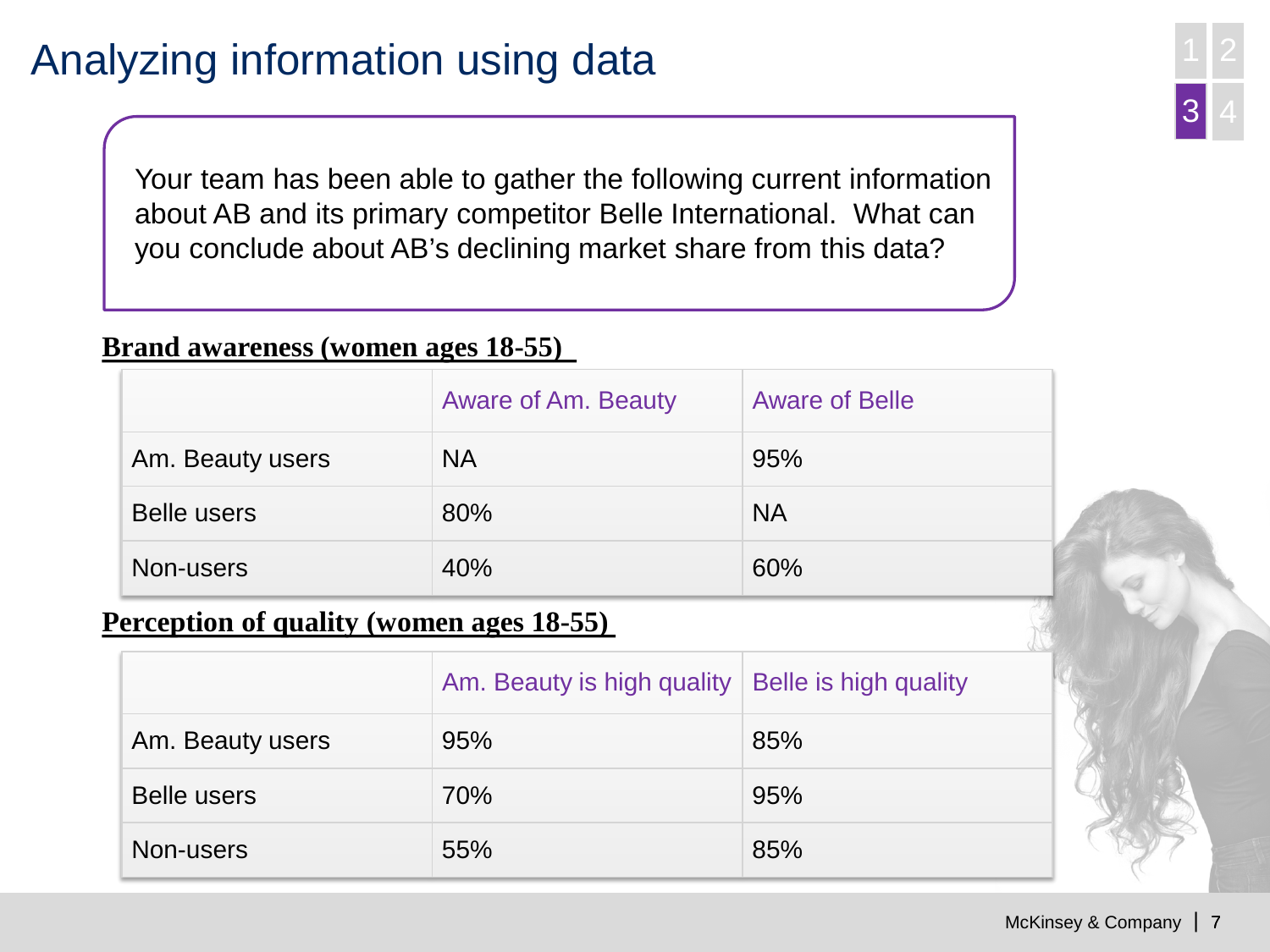# Analyzing information using data

Your team has been able to gather the following current information about AB and its primary competitor Belle International. What can you conclude about AB's declining market share from this data?

**Brand awareness (women ages 18-55)**

| | Aware of Am. Beauty | Aware of Belle |
|---|---|---|
| Am. Beauty users | NA | 95% |
| Belle users | 80% | NA |
| Non-users | 40% | 60% |

**Perception of quality (women ages 18-55)**

| | Am. Beauty is high quality | Belle is high quality |
|---|---|---|
| Am. Beauty users | 95% | 85% |
| Belle users | 70% | 95% |
| Non-users | 55% | 85% |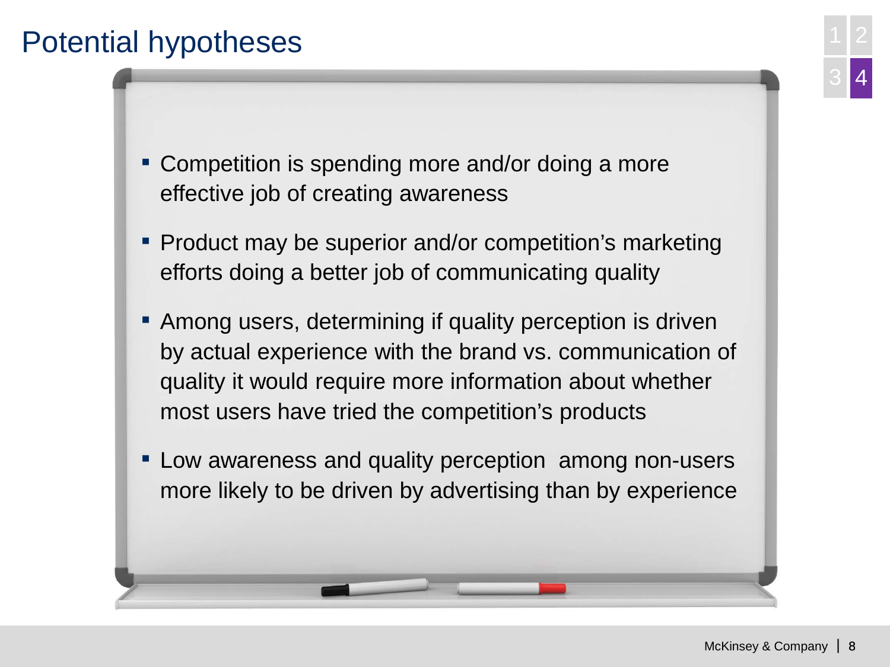# Potential hypotheses

- Competition is spending more and/or doing a more effective job of creating awareness
- Product may be superior and/or competition's marketing efforts doing a better job of communicating quality
- Among users, determining if quality perception is driven by actual experience with the brand vs. communication of quality it would require more information about whether most users have tried the competition's products
- Low awareness and quality perception among non-users more likely to be driven by advertising than by experience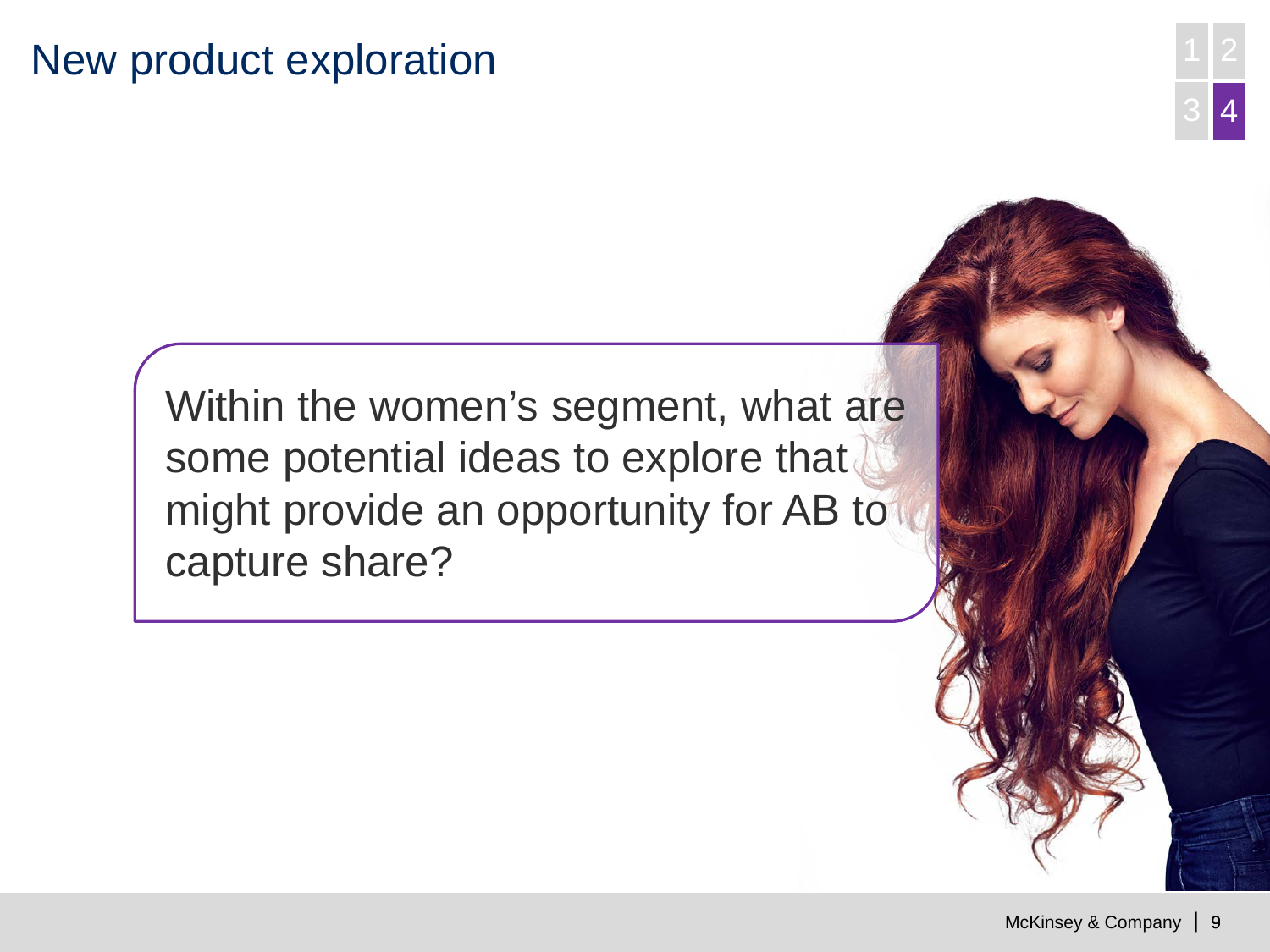# New product exploration

Within the women's segment, what are some potential ideas to explore that might provide an opportunity for AB to capture share?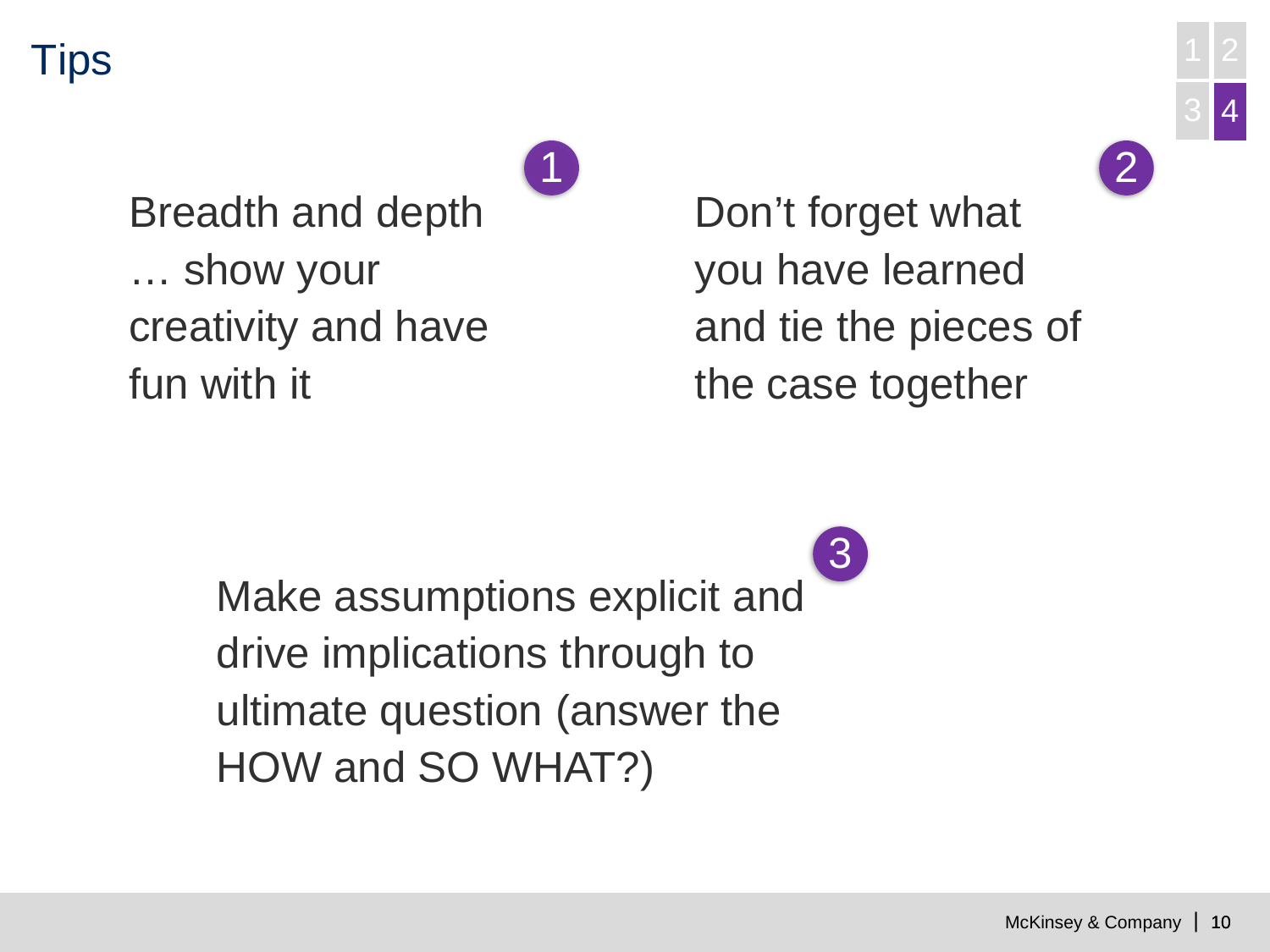# Tips

1. Breadth and depth … show your creativity and have fun with it

2. Don't forget what you have learned and tie the pieces of the case together

3. Make assumptions explicit and drive implications through to ultimate question (answer the HOW and SO WHAT?)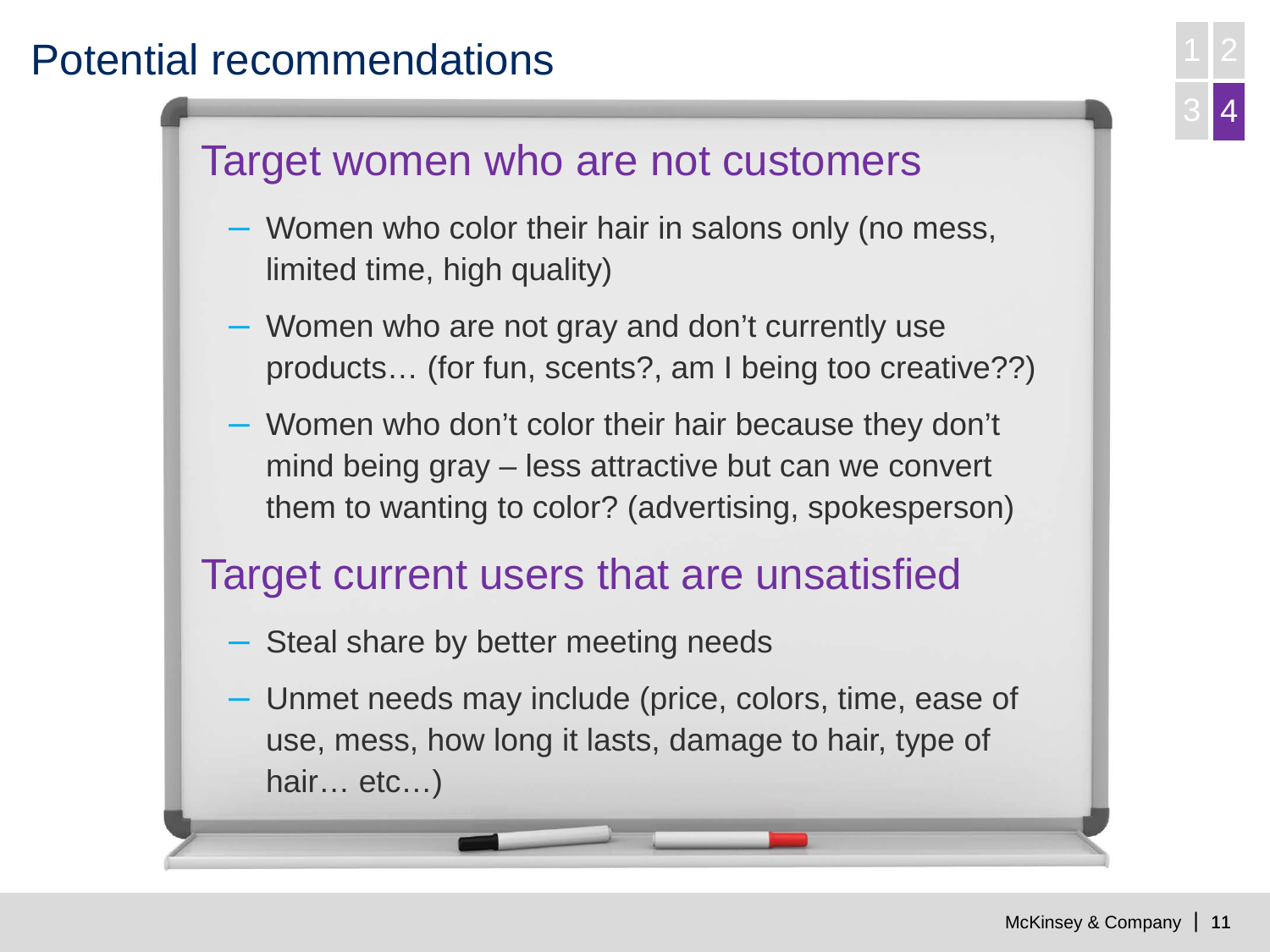# Potential recommendations

## Target women who are not customers

- Women who color their hair in salons only (no mess, limited time, high quality)
- Women who are not gray and don't currently use products… (for fun, scents?, am I being too creative??)
- Women who don't color their hair because they don't mind being gray – less attractive but can we convert them to wanting to color? (advertising, spokesperson)

## Target current users that are unsatisfied

- Steal share by better meeting needs
- Unmet needs may include (price, colors, time, ease of use, mess, how long it lasts, damage to hair, type of hair… etc…)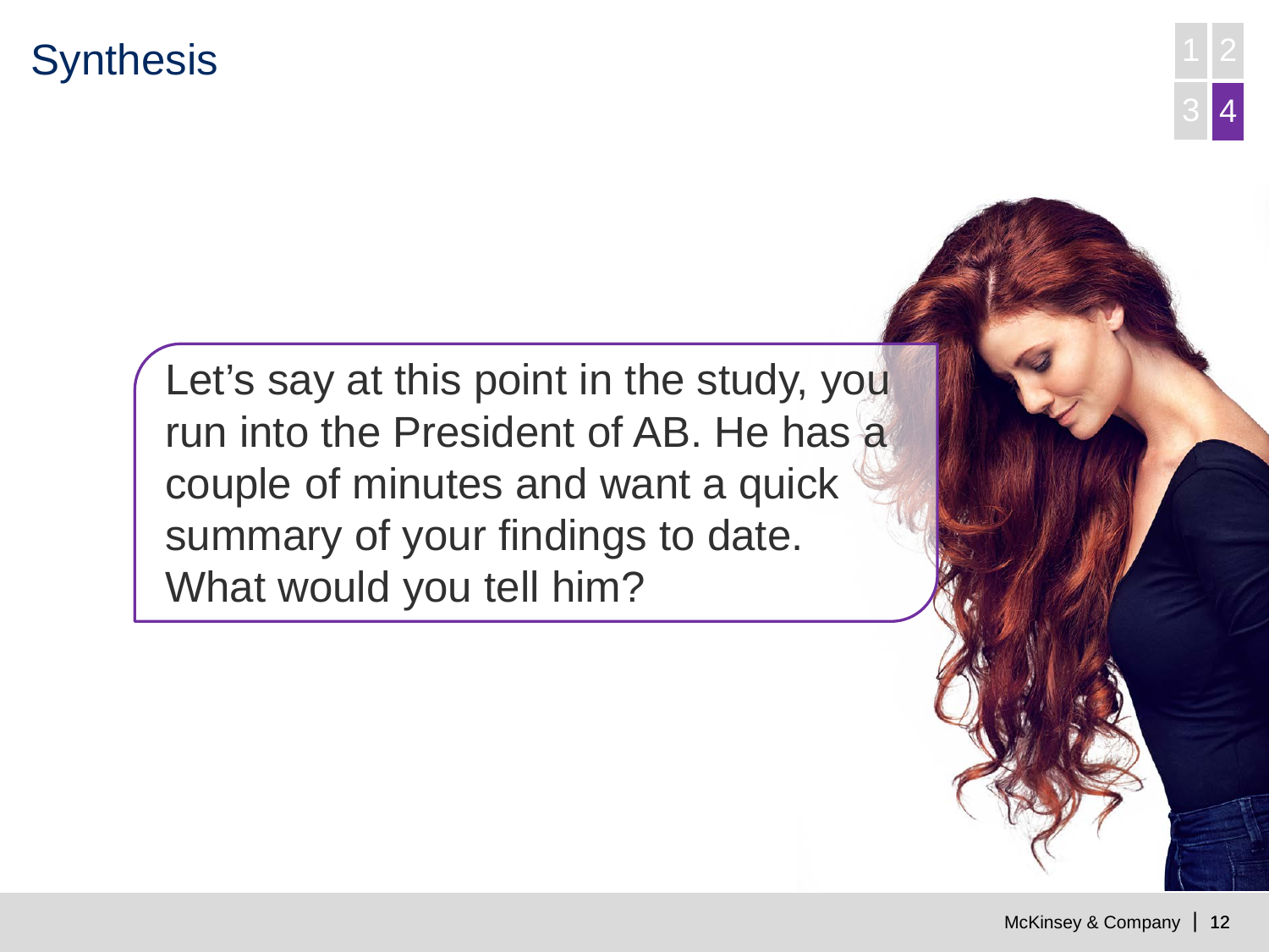# Synthesis

Let's say at this point in the study, you run into the President of AB. He has a couple of minutes and want a quick summary of your findings to date. What would you tell him?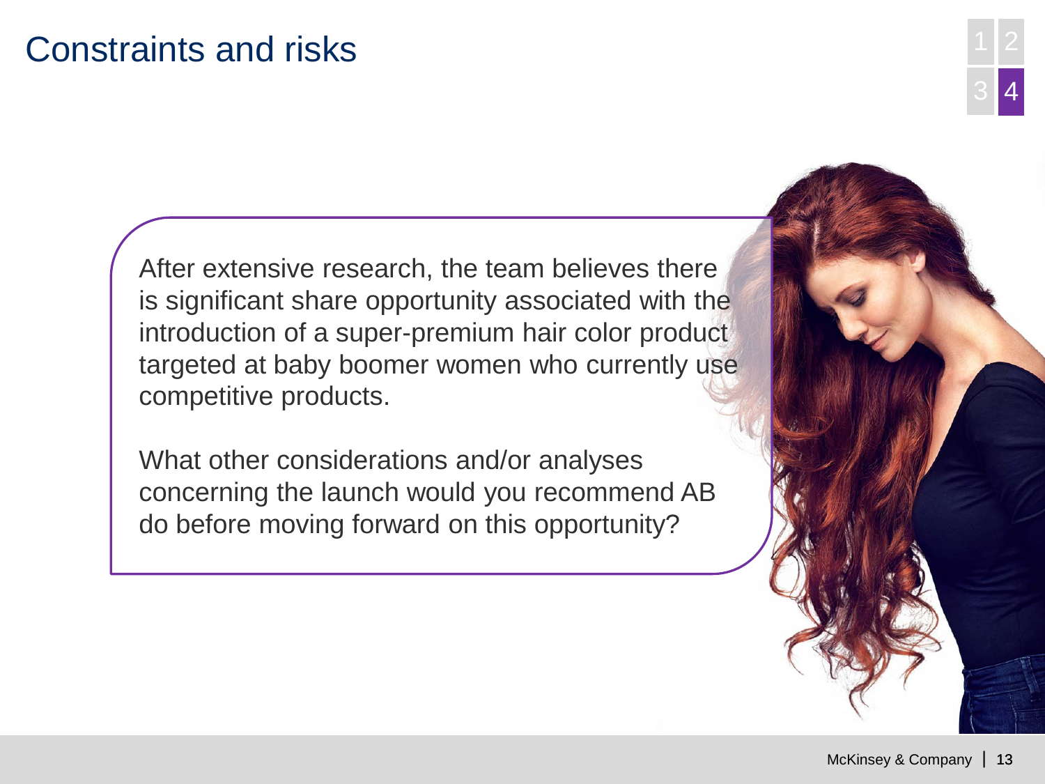# Constraints and risks

After extensive research, the team believes there is significant share opportunity associated with the introduction of a super-premium hair color product targeted at baby boomer women who currently use competitive products.

What other considerations and/or analyses concerning the launch would you recommend AB do before moving forward on this opportunity?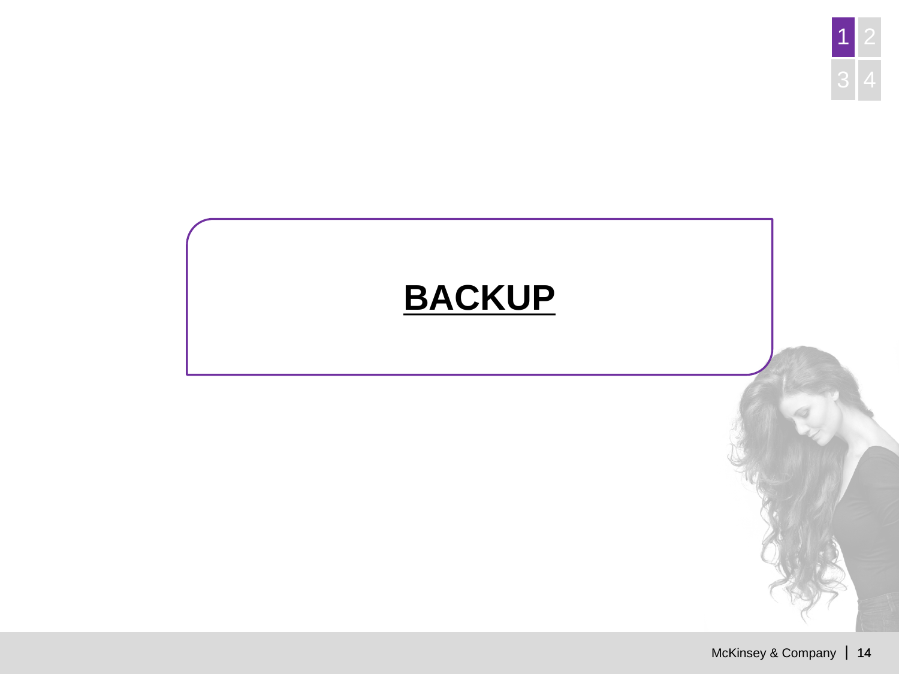# **BACKUP**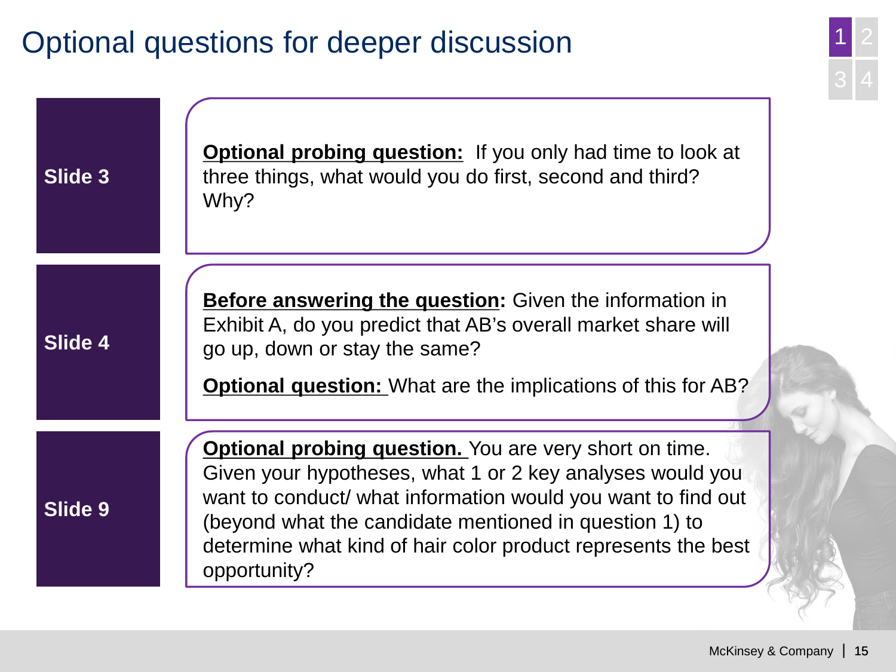# Optional questions for deeper discussion

**Slide 3**

**Optional probing question:** If you only had time to look at three things, what would you do first, second and third? Why?

**Slide 4**

**Before answering the question:** Given the information in Exhibit A, do you predict that AB's overall market share will go up, down or stay the same?

**Optional question:** What are the implications of this for AB?

**Slide 9**

**Optional probing question.** You are very short on time. Given your hypotheses, what 1 or 2 key analyses would you want to conduct/ what information would you want to find out (beyond what the candidate mentioned in question 1) to determine what kind of hair color product represents the best opportunity?